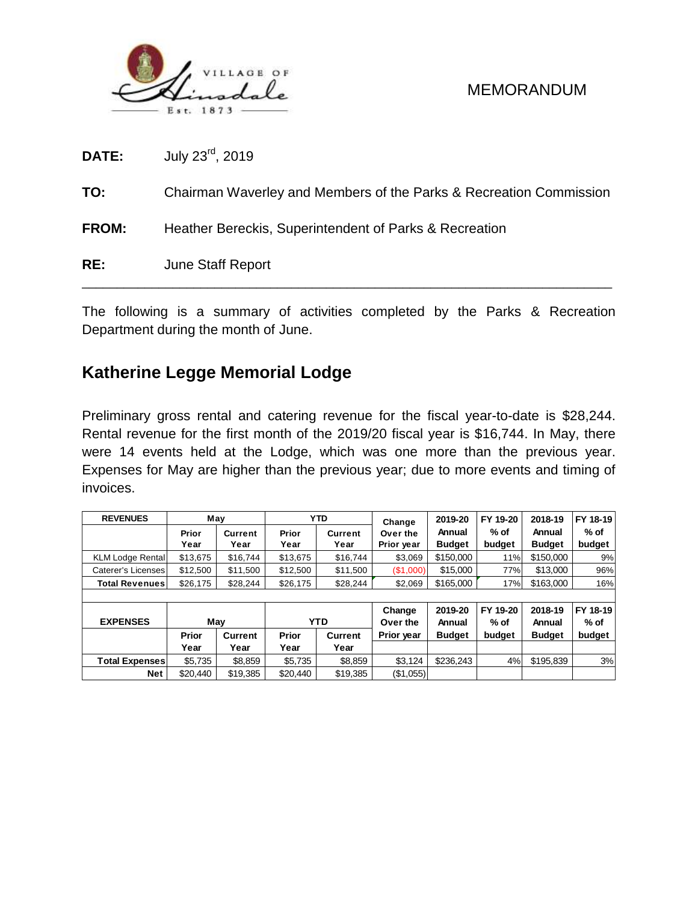VILLAGE OF Hinsdale Est. 1873

MEMORANDUM

**DATE:** July 23rd, 2019

**TO:** Chairman Waverley and Members of the Parks & Recreation Commission

**FROM:** Heather Bereckis, Superintendent of Parks & Recreation

**RE:** June Staff Report

---

The following is a summary of activities completed by the Parks & Recreation Department during the month of June.

## Katherine Legge Memorial Lodge

Preliminary gross rental and catering revenue for the fiscal year-to-date is $28,244. Rental revenue for the first month of the 2019/20 fiscal year is $16,744. In May, there were 14 events held at the Lodge, which was one more than the previous year. Expenses for May are higher than the previous year; due to more events and timing of invoices.

| REVENUES | May | | YTD | | Change Over the Prior year | 2019-20 Annual Budget | FY 19-20 % of budget | 2018-19 Annual Budget | FY 18-19 % of budget |
|---|---|---|---|---|---|---|---|---|---|
| | Prior Year | Current Year | Prior Year | Current Year | | | | | |
| KLM Lodge Rental | $13,675 | $16,744 | $13,675 | $16,744 | $3,069 | $150,000 | 11% | $150,000 | 9% |
| Caterer's Licenses | $12,500 | $11,500 | $12,500 | $11,500 | ($1,000) | $15,000 | 77% | $13,000 | 96% |
| **Total Revenues** | $26,175 | $28,244 | $26,175 | $28,244 | $2,069 | $165,000 | 17% | $163,000 | 16% |

| EXPENSES | May | | YTD | | Change Over the Prior year | 2019-20 Annual Budget | FY 19-20 % of budget | 2018-19 Annual Budget | FY 18-19 % of budget |
|---|---|---|---|---|---|---|---|---|---|
| | Prior Year | Current Year | Prior Year | Current Year | | | | | |
| **Total Expenses** | $5,735 | $8,859 | $5,735 | $8,859 | $3,124 | $236,243 | 4% | $195,839 | 3% |
| **Net** | $20,440 | $19,385 | $20,440 | $19,385 | ($1,055) | | | | |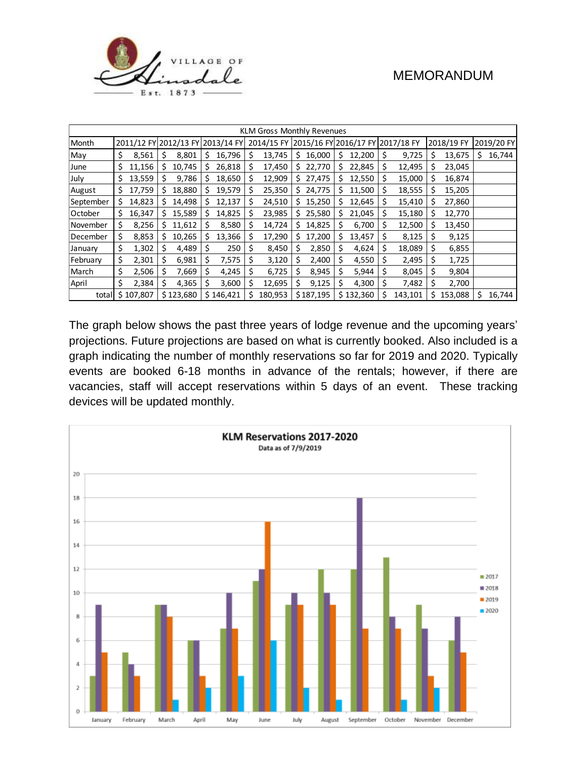| KLM Gross Monthly Revenues | | | | | | | | | |
|---|---|---|---|---|---|---|---|---|---|
| Month | 2011/12 FY | 2012/13 FY | 2013/14 FY | 2014/15 FY | 2015/16 FY | 2016/17 FY | 2017/18 FY | 2018/19 FY | 2019/20 FY |
| May | $ 8,561 | $ 8,801 | $ 16,796 | $ 13,745 | $ 16,000 | $ 12,200 | $ 9,725 | $ 13,675 | $ 16,744 |
| June | $ 11,156 | $ 10,745 | $ 26,818 | $ 17,450 | $ 22,770 | $ 22,845 | $ 12,495 | $ 23,045 | |
| July | $ 13,559 | $ 9,786 | $ 18,650 | $ 12,909 | $ 27,475 | $ 12,550 | $ 15,000 | $ 16,874 | |
| August | $ 17,759 | $ 18,880 | $ 19,579 | $ 25,350 | $ 24,775 | $ 11,500 | $ 18,555 | $ 15,205 | |
| September | $ 14,823 | $ 14,498 | $ 12,137 | $ 24,510 | $ 15,250 | $ 12,645 | $ 15,410 | $ 27,860 | |
| October | $ 16,347 | $ 15,589 | $ 14,825 | $ 23,985 | $ 25,580 | $ 21,045 | $ 15,180 | $ 12,770 | |
| November | $ 8,256 | $ 11,612 | $ 8,580 | $ 14,724 | $ 14,825 | $ 6,700 | $ 12,500 | $ 13,450 | |
| December | $ 8,853 | $ 10,265 | $ 13,366 | $ 17,290 | $ 17,200 | $ 13,457 | $ 8,125 | $ 9,125 | |
| January | $ 1,302 | $ 4,489 | $ 250 | $ 8,450 | $ 2,850 | $ 4,624 | $ 18,089 | $ 6,855 | |
| February | $ 2,301 | $ 6,981 | $ 7,575 | $ 3,120 | $ 2,400 | $ 4,550 | $ 2,495 | $ 1,725 | |
| March | $ 2,506 | $ 7,669 | $ 4,245 | $ 6,725 | $ 8,945 | $ 5,944 | $ 8,045 | $ 9,804 | |
| April | $ 2,384 | $ 4,365 | $ 3,600 | $ 12,695 | $ 9,125 | $ 4,300 | $ 7,482 | $ 2,700 | |
| total | $ 107,807 | $ 123,680 | $ 146,421 | $ 180,953 | $ 187,195 | $ 132,360 | $ 143,101 | $ 153,088 | $ 16,744 |

The graph below shows the past three years of lodge revenue and the upcoming years' projections. Future projections are based on what is currently booked. Also included is a graph indicating the number of monthly reservations so far for 2019 and 2020. Typically events are booked 6-18 months in advance of the rentals; however, if there are vacancies, staff will accept reservations within 5 days of an event. These tracking devices will be updated monthly.

**KLM Reservations 2017-2020**

Data as of 7/9/2019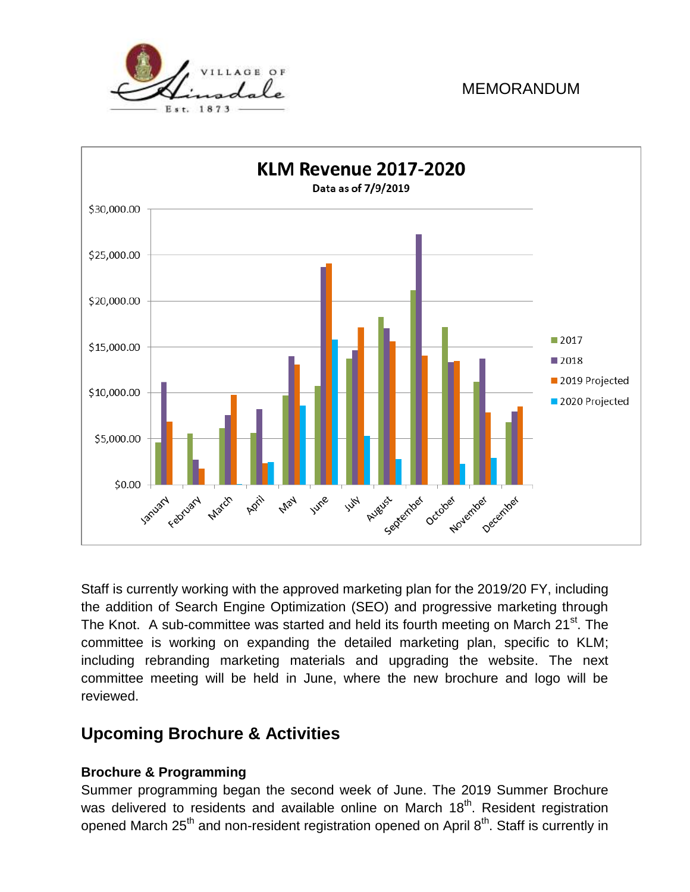MEMORANDUM

Staff is currently working with the approved marketing plan for the 2019/20 FY, including the addition of Search Engine Optimization (SEO) and progressive marketing through The Knot. A sub-committee was started and held its fourth meeting on March 21st. The committee is working on expanding the detailed marketing plan, specific to KLM; including rebranding marketing materials and upgrading the website. The next committee meeting will be held in June, where the new brochure and logo will be reviewed.

## Upcoming Brochure & Activities

### Brochure & Programming

Summer programming began the second week of June. The 2019 Summer Brochure was delivered to residents and available online on March 18th. Resident registration opened March 25th and non-resident registration opened on April 8th. Staff is currently in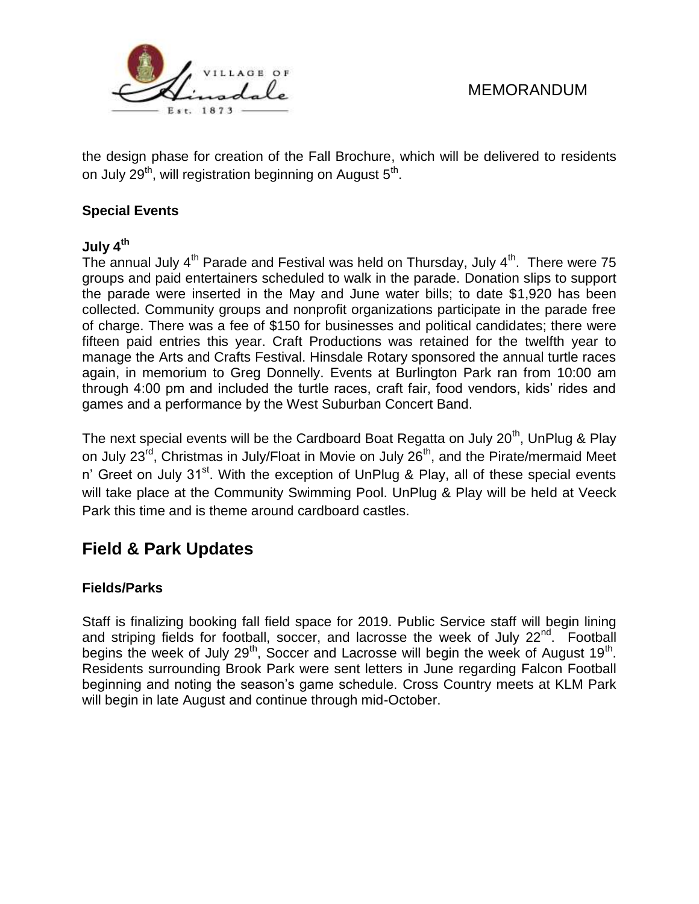the design phase for creation of the Fall Brochure, which will be delivered to residents on July 29th, will registration beginning on August 5th.

### Special Events

#### July 4th

The annual July 4th Parade and Festival was held on Thursday, July 4th. There were 75 groups and paid entertainers scheduled to walk in the parade. Donation slips to support the parade were inserted in the May and June water bills; to date $1,920 has been collected. Community groups and nonprofit organizations participate in the parade free of charge. There was a fee of $150 for businesses and political candidates; there were fifteen paid entries this year. Craft Productions was retained for the twelfth year to manage the Arts and Crafts Festival. Hinsdale Rotary sponsored the annual turtle races again, in memorium to Greg Donnelly. Events at Burlington Park ran from 10:00 am through 4:00 pm and included the turtle races, craft fair, food vendors, kids' rides and games and a performance by the West Suburban Concert Band.

The next special events will be the Cardboard Boat Regatta on July 20th, UnPlug & Play on July 23rd, Christmas in July/Float in Movie on July 26th, and the Pirate/mermaid Meet n' Greet on July 31st. With the exception of UnPlug & Play, all of these special events will take place at the Community Swimming Pool. UnPlug & Play will be held at Veeck Park this time and is theme around cardboard castles.

## Field & Park Updates

### Fields/Parks

Staff is finalizing booking fall field space for 2019. Public Service staff will begin lining and striping fields for football, soccer, and lacrosse the week of July 22nd. Football begins the week of July 29th, Soccer and Lacrosse will begin the week of August 19th. Residents surrounding Brook Park were sent letters in June regarding Falcon Football beginning and noting the season's game schedule. Cross Country meets at KLM Park will begin in late August and continue through mid-October.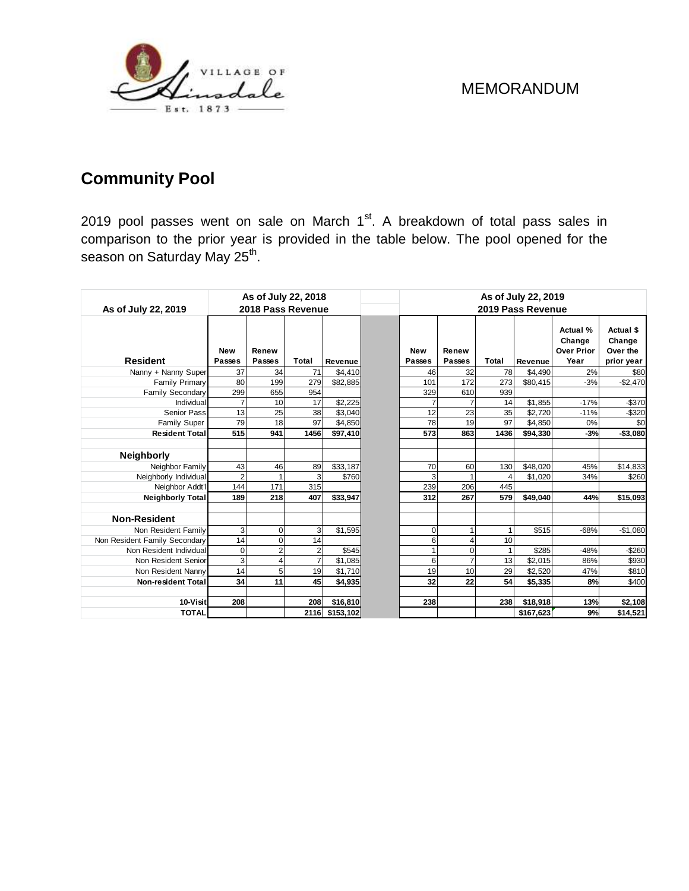MEMORANDUM

## Community Pool

2019 pool passes went on sale on March 1st. A breakdown of total pass sales in comparison to the prior year is provided in the table below. The pool opened for the season on Saturday May 25th.

| As of July 22, 2019 | As of July 22, 2018 2018 Pass Revenue | | | | | As of July 22, 2019 2019 Pass Revenue | | | | | |
|---|---|---|---|---|---|---|---|---|---|---|---|
| **Resident** | **New Passes** | **Renew Passes** | **Total** | **Revenue** | | **New Passes** | **Renew Passes** | **Total** | **Revenue** | **Actual % Change Over Prior Year** | **Actual $ Change Over the prior year** |
| Nanny + Nanny Super | 37 | 34 | 71 | $4,410 | | 46 | 32 | 78 | $4,490 | 2% | $80 |
| Family Primary | 80 | 199 | 279 | $82,885 | | 101 | 172 | 273 | $80,415 | -3% | -$2,470 |
| Family Secondary | 299 | 655 | 954 | | | 329 | 610 | 939 | | | |
| Individual | 7 | 10 | 17 | $2,225 | | 7 | 7 | 14 | $1,855 | -17% | -$370 |
| Senior Pass | 13 | 25 | 38 | $3,040 | | 12 | 23 | 35 | $2,720 | -11% | -$320 |
| Family Super | 79 | 18 | 97 | $4,850 | | 78 | 19 | 97 | $4,850 | 0% | $0 |
| **Resident Total** | **515** | **941** | **1456** | **$97,410** | | **573** | **863** | **1436** | **$94,330** | **-3%** | **-$3,080** |
| | | | | | | | | | | | |
| **Neighborly** | | | | | | | | | | | |
| Neighbor Family | 43 | 46 | 89 | $33,187 | | 70 | 60 | 130 | $48,020 | 45% | $14,833 |
| Neighborly Individual | 2 | 1 | 3 | $760 | | 3 | 1 | 4 | $1,020 | 34% | $260 |
| Neighbor Addt'l | 144 | 171 | 315 | | | 239 | 206 | 445 | | | |
| **Neighborly Total** | **189** | **218** | **407** | **$33,947** | | **312** | **267** | **579** | **$49,040** | **44%** | **$15,093** |
| | | | | | | | | | | | |
| **Non-Resident** | | | | | | | | | | | |
| Non Resident Family | 3 | 0 | 3 | $1,595 | | 0 | 1 | 1 | $515 | -68% | -$1,080 |
| Non Resident Family Secondary | 14 | 0 | 14 | | | 6 | 4 | 10 | | | |
| Non Resident Individual | 0 | 2 | 2 | $545 | | 1 | 0 | 1 | $285 | -48% | -$260 |
| Non Resident Senior | 3 | 4 | 7 | $1,085 | | 6 | 7 | 13 | $2,015 | 86% | $930 |
| Non Resident Nanny | 14 | 5 | 19 | $1,710 | | 19 | 10 | 29 | $2,520 | 47% | $810 |
| **Non-resident Total** | **34** | **11** | **45** | **$4,935** | | **32** | **22** | **54** | **$5,335** | **8%** | **$400** |
| | | | | | | | | | | | |
| **10-Visit** | **208** | | **208** | **$16,810** | | **238** | | **238** | **$18,918** | **13%** | **$2,108** |
| **TOTAL** | | | **2116** | **$153,102** | | | | | **$167,623** | **9%** | **$14,521** |